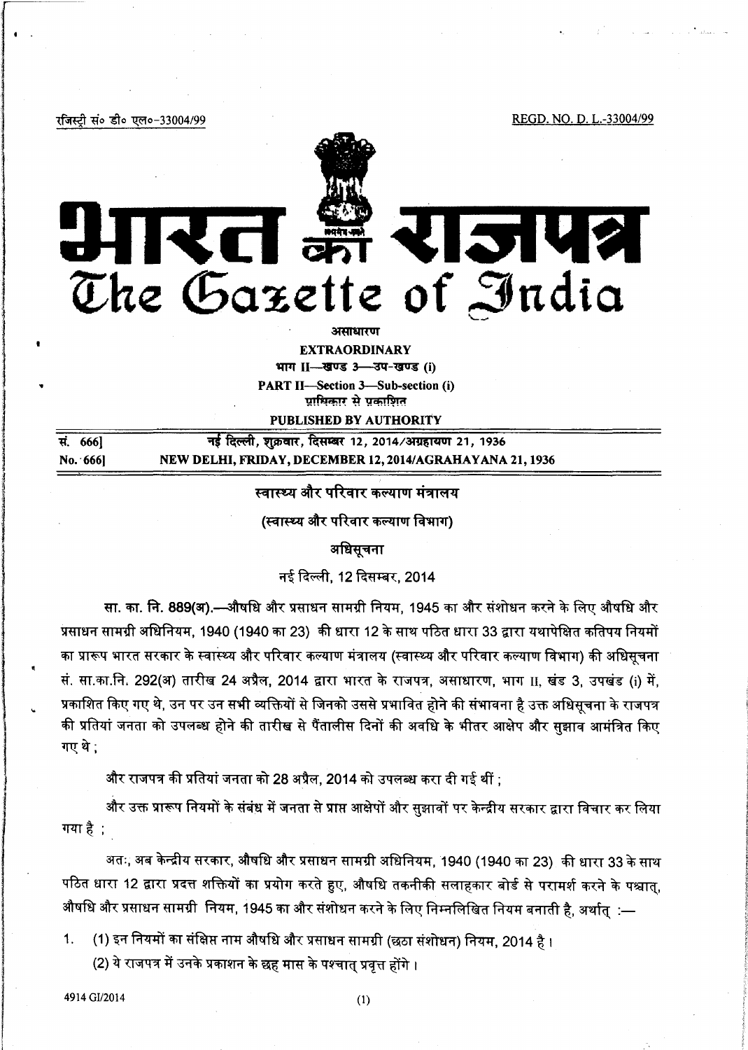रजिस्ट्री सं० डी० एल०-33004/99 REGD. NO. D. L.-33004/99

# भारत का राजपत्र
# The Gazette of India

असाधारण

**EXTRAORDINARY**

भाग II—खण्ड 3—उप-खण्ड (i)

**PART II—Section 3—Sub-section (i)**

प्राधिकार से प्रकाशित

**PUBLISHED BY AUTHORITY**

| सं. 666] | नई दिल्ली, शुक्रवार, दिसम्बर 12, 2014/अग्रहायण 21, 1936 |
|---|---|
| No. 666] | NEW DELHI, FRIDAY, DECEMBER 12, 2014/AGRAHAYANA 21, 1936 |

## स्वास्थ्य और परिवार कल्याण मंत्रालय

### (स्वास्थ्य और परिवार कल्याण विभाग)

### अधिसूचना

नई दिल्ली, 12 दिसम्बर, 2014

**सा. का. नि. 889(अ).**—औषधि और प्रसाधन सामग्री नियम, 1945 का और संशोधन करने के लिए औषधि और प्रसाधन सामग्री अधिनियम, 1940 (1940 का 23) की धारा 12 के साथ पठित धारा 33 द्वारा यथापेक्षित कतिपय नियमों का प्रारूप भारत सरकार के स्वास्थ्य और परिवार कल्याण मंत्रालय (स्वास्थ्य और परिवार कल्याण विभाग) की अधिसूचना सं. सा.का.नि. 292(अ) तारीख 24 अप्रैल, 2014 द्वारा भारत के राजपत्र, असाधारण, भाग II, खंड 3, उपखंड (i) में, प्रकाशित किए गए थे, उन पर उन सभी व्यक्तियों से जिनको उससे प्रभावित होने की संभावना है उक्त अधिसूचना के राजपत्र की प्रतियां जनता को उपलब्ध होने की तारीख से पैंतालीस दिनों की अवधि के भीतर आक्षेप और सुझाव आमंत्रित किए गए थे ;

और राजपत्र की प्रतियां जनता को 28 अप्रैल, 2014 को उपलब्ध करा दी गई थीं ;

और उक्त प्रारूप नियमों के संबंध में जनता से प्राप्त आक्षेपों और सुझावों पर केन्द्रीय सरकार द्वारा विचार कर लिया गया है ;

अतः, अब केन्द्रीय सरकार, औषधि और प्रसाधन सामग्री अधिनियम, 1940 (1940 का 23) की धारा 33 के साथ पठित धारा 12 द्वारा प्रदत्त शक्तियों का प्रयोग करते हुए, औषधि तकनीकी सलाहकार बोर्ड से परामर्श करने के पश्चात्, औषधि और प्रसाधन सामग्री नियम, 1945 का और संशोधन करने के लिए निम्नलिखित नियम बनाती है, अर्थात् :—

1. (1) इन नियमों का संक्षिप्त नाम औषधि और प्रसाधन सामग्री (छठा संशोधन) नियम, 2014 है।

   (2) ये राजपत्र में उनके प्रकाशन के छह मास के पश्चात् प्रवृत्त होंगे।

4914 GI/2014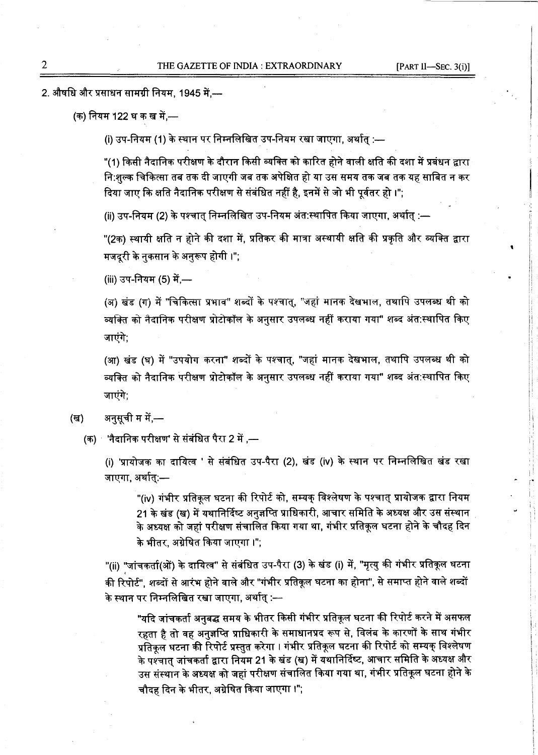2. औषधि और प्रसाधन सामग्री नियम, 1945 में,—

(क) नियम 122 घ क ख में,—

(i) उप-नियम (1) के स्थान पर निम्नलिखित उप-नियम रखा जाएगा, अर्थात् :—

"(1) किसी नैदानिक परीक्षण के दौरान किसी व्यक्ति को कारित होने वाली क्षति की दशा में प्रबंधन द्वारा नि:शुल्क चिकित्सा तब तक दी जाएगी जब तक अपेक्षित हो या उस समय तक जब तक यह साबित न कर दिया जाए कि क्षति नैदानिक परीक्षण से संबंधित नहीं है, इनमें से जो भी पूर्वतर हो ।";

(ii) उप-नियम (2) के पश्चात् निम्नलिखित उप-नियम अंत:स्थापित किया जाएगा, अर्थात् :—

"(2क) स्थायी क्षति न होने की दशा में, प्रतिकर की मात्रा अस्थायी क्षति की प्रकृति और व्यक्ति द्वारा मजदूरी के नुकसान के अनुरूप होगी ।";

(iii) उप-नियम (5) में,—

(अ) खंड (ग) में "चिकित्सा प्रभाव" शब्दों के पश्चात्, "जहां मानक देखभाल, तथापि उपलब्ध थी को व्यक्ति को नैदानिक परीक्षण प्रोटोकॉल के अनुसार उपलब्ध नहीं कराया गया" शब्द अंत:स्थापित किए जाएंगे;

(आ) खंड (घ) में "उपयोग करना" शब्दों के पश्चात्, "जहां मानक देखभाल, तथापि उपलब्ध थी को व्यक्ति को नैदानिक परीक्षण प्रोटोकॉल के अनुसार उपलब्ध नहीं कराया गया" शब्द अंत:स्थापित किए जाएंगे;

(ख) अनुसूची म में,—

(क) 'नैदानिक परीक्षण' से संबंधित पैरा 2 में ,—

(i) 'प्रायोजक का दायित्व ' से संबंधित उप-पैरा (2), खंड (iv) के स्थान पर निम्नलिखित खंड रखा जाएगा, अर्थात्:—

"(iv) गंभीर प्रतिकूल घटना की रिपोर्ट को, सम्यक् विश्लेषण के पश्चात् प्रायोजक द्वारा नियम 21 के खंड (ख) में यथानिर्दिष्ट अनुज्ञप्ति प्राधिकारी, आचार समिति के अध्यक्ष और उस संस्थान के अध्यक्ष को जहां परीक्षण संचालित किया गया था, गंभीर प्रतिकूल घटना होने के चौदह दिन के भीतर, अग्रेषित किया जाएगा ।";

"(ii) "जांचकर्ता(ओं) के दायित्व" से संबंधित उप-पैरा (3) के खंड (i) में, "मृत्यु की गंभीर प्रतिकूल घटना की रिपोर्ट", शब्दों से आरंभ होने वाले और "गंभीर प्रतिकूल घटना का होना", से समाप्त होने वाले शब्दों के स्थान पर निम्नलिखित रखा जाएगा, अर्थात् :—

"यदि जांचकर्ता अनुबद्ध समय के भीतर किसी गंभीर प्रतिकूल घटना की रिपोर्ट करने में असफल रहता है तो वह अनुज्ञप्ति प्राधिकारी के समाधानप्रद रूप से, विलंब के कारणों के साथ गंभीर प्रतिकूल घटना की रिपोर्ट प्रस्तुत करेगा । गंभीर प्रतिकूल घटना की रिपोर्ट को सम्यक् विश्लेषण के पश्चात् जांचकर्ता द्वारा नियम 21 के खंड (ख) में यथानिर्दिष्ट, आचार समिति के अध्यक्ष और उस संस्थान के अध्यक्ष को जहां परीक्षण संचालित किया गया था, गंभीर प्रतिकूल घटना होने के चौदह दिन के भीतर, अग्रेषित किया जाएगा ।";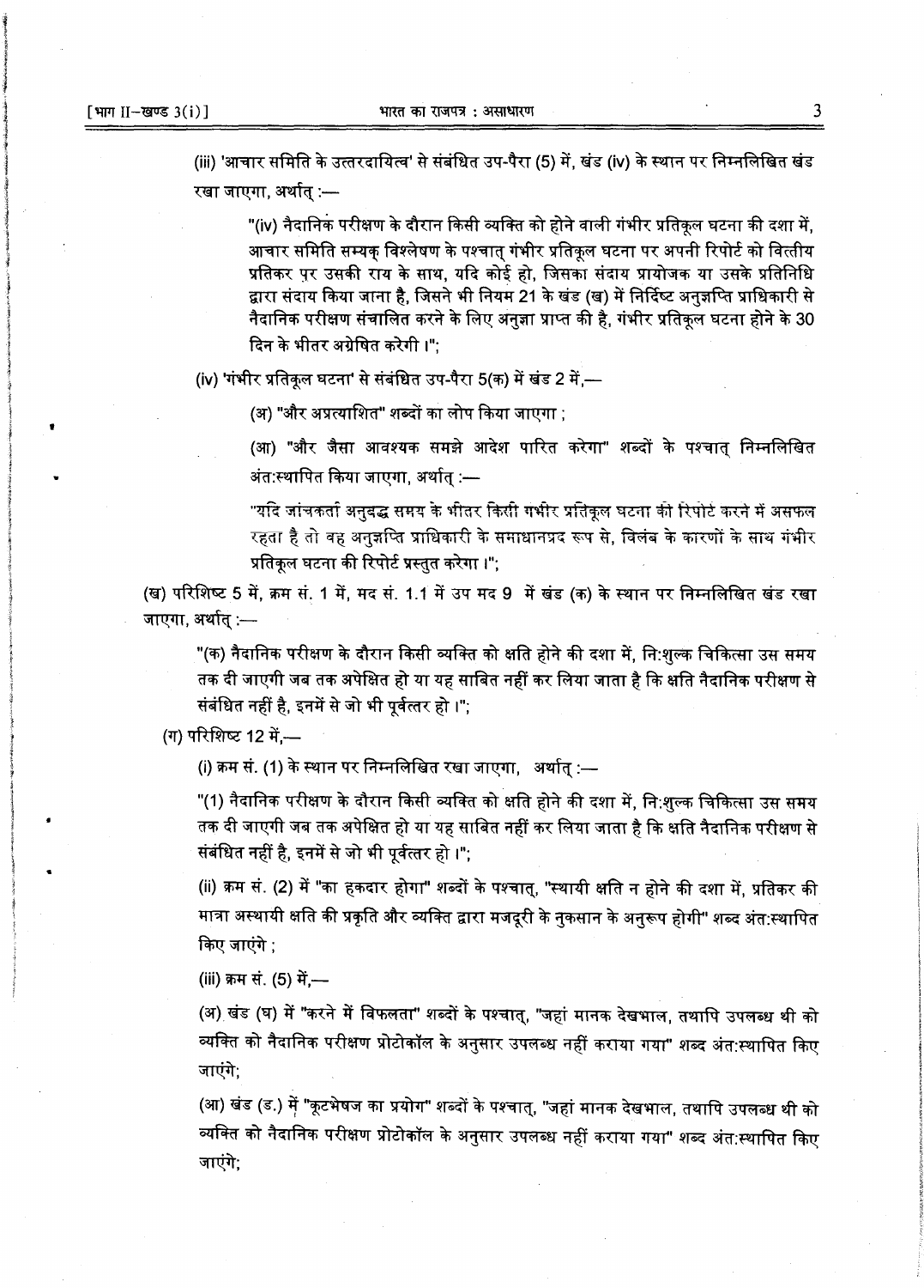(iii) 'आचार समिति के उत्तरदायित्व' से संबंधित उप-पैरा (5) में, खंड (iv) के स्थान पर निम्नलिखित खंड रखा जाएगा, अर्थात् :—

"(iv) नैदानिक परीक्षण के दौरान किसी व्यक्ति को होने वाली गंभीर प्रतिकूल घटना की दशा में, आचार समिति सम्यक् विश्लेषण के पश्चात् गंभीर प्रतिकूल घटना पर अपनी रिपोर्ट को वित्तीय प्रतिकर पर उसकी राय के साथ, यदि कोई हो, जिसका संदाय प्रायोजक या उसके प्रतिनिधि द्वारा संदाय किया जाना है, जिसने भी नियम 21 के खंड (ख) में निर्दिष्ट अनुज्ञप्ति प्राधिकारी से नैदानिक परीक्षण संचालित करने के लिए अनुज्ञा प्राप्त की है, गंभीर प्रतिकूल घटना होने के 30 दिन के भीतर अग्रेषित करेगी ।";

(iv) 'गंभीर प्रतिकूल घटना' से संबंधित उप-पैरा 5(क) में खंड 2 में,—

(अ) "और अप्रत्याशित" शब्दों का लोप किया जाएगा ;

(आ) "और जैसा आवश्यक समझे आदेश पारित करेगा" शब्दों के पश्चात् निम्नलिखित अंत:स्थापित किया जाएगा, अर्थात् :—

"यदि जांचकर्ता अनुबद्ध समय के भीतर किसी गंभीर प्रतिकूल घटना की रिपोर्ट करने में असफल रहता है तो वह अनुज्ञप्ति प्राधिकारी के समाधानप्रद रूप से, विलंब के कारणों के साथ गंभीर प्रतिकूल घटना की रिपोर्ट प्रस्तुत करेगा ।";

(ख) परिशिष्ट 5 में, क्रम सं. 1 में, मद सं. 1.1 में उप मद 9 में खंड (क) के स्थान पर निम्नलिखित खंड रखा जाएगा, अर्थात् :—

"(क) नैदानिक परीक्षण के दौरान किसी व्यक्ति को क्षति होने की दशा में, नि:शुल्क चिकित्सा उस समय तक दी जाएगी जब तक अपेक्षित हो या यह साबित नहीं कर लिया जाता है कि क्षति नैदानिक परीक्षण से संबंधित नहीं है, इनमें से जो भी पूर्वत्तर हो ।";

(ग) परिशिष्ट 12 में,—

(i) क्रम सं. (1) के स्थान पर निम्नलिखित रखा जाएगा, अर्थात् :—

"(1) नैदानिक परीक्षण के दौरान किसी व्यक्ति को क्षति होने की दशा में, नि:शुल्क चिकित्सा उस समय तक दी जाएगी जब तक अपेक्षित हो या यह साबित नहीं कर लिया जाता है कि क्षति नैदानिक परीक्षण से संबंधित नहीं है, इनमें से जो भी पूर्वत्तर हो ।";

(ii) क्रम सं. (2) में "का हकदार होगा" शब्दों के पश्चात्, "स्थायी क्षति न होने की दशा में, प्रतिकर की मात्रा अस्थायी क्षति की प्रकृति और व्यक्ति द्वारा मजदूरी के नुकसान के अनुरूप होगी" शब्द अंत:स्थापित किए जाएंगे ;

(iii) क्रम सं. (5) में,—

(अ) खंड (घ) में "करने में विफलता" शब्दों के पश्चात्, "जहां मानक देखभाल, तथापि उपलब्ध थी को व्यक्ति को नैदानिक परीक्षण प्रोटोकॉल के अनुसार उपलब्ध नहीं कराया गया" शब्द अंत:स्थापित किए जाएंगे;

(आ) खंड (ड.) में "कूटभेषज का प्रयोग" शब्दों के पश्चात्, "जहां मानक देखभाल, तथापि उपलब्ध थी को व्यक्ति को नैदानिक परीक्षण प्रोटोकॉल के अनुसार उपलब्ध नहीं कराया गया" शब्द अंत:स्थापित किए जाएंगे;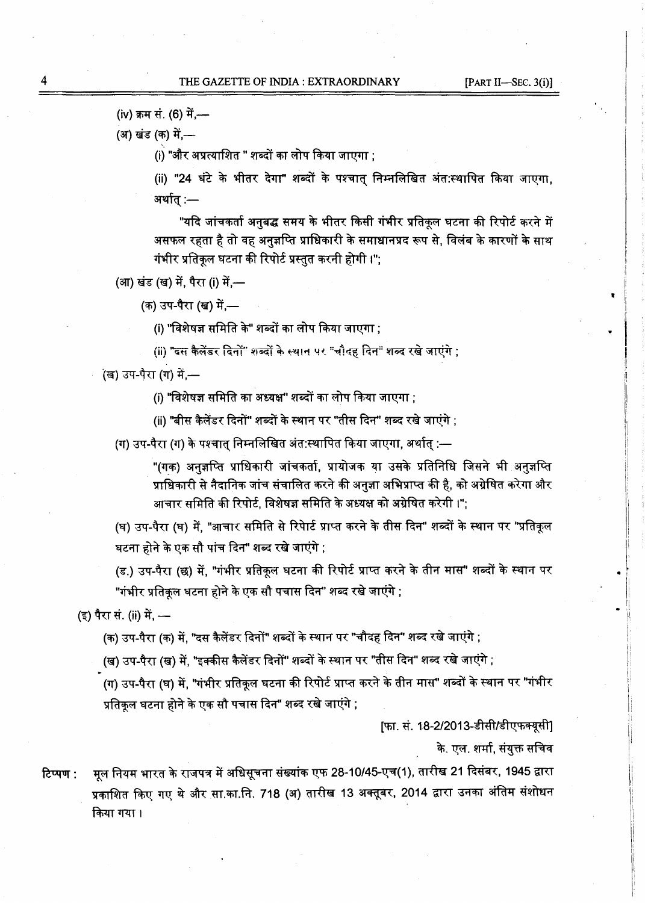(iv) क्रम सं. (6) में,—

(अ) खंड (क) में,—

(i) "और अप्रत्याशित " शब्दों का लोप किया जाएगा ;

(ii) "24 घंटे के भीतर देगा" शब्दों के पश्चात् निम्नलिखित अंत:स्थापित किया जाएगा, अर्थात् :—

"यदि जांचकर्ता अनुबद्ध समय के भीतर किसी गंभीर प्रतिकूल घटना की रिपोर्ट करने में असफल रहता है तो वह अनुज्ञप्ति प्राधिकारी के समाधानप्रद रूप से, विलंब के कारणों के साथ गंभीर प्रतिकूल घटना की रिपोर्ट प्रस्तुत करनी होगी ।";

(आ) खंड (ख) में, पैरा (i) में,—

(क) उप-पैरा (ख) में,—

(i) "विशेषज्ञ समिति के" शब्दों का लोप किया जाएगा ;

(ii) "दस कैलेंडर दिनों" शब्दों के स्थान पर "चौदह दिन" शब्द रखे जाएंगे ;

(ख) उप-पैरा (ग) में,—

(i) "विशेषज्ञ समिति का अध्यक्ष" शब्दों का लोप किया जाएगा ;

(ii) "बीस कैलेंडर दिनों" शब्दों के स्थान पर "तीस दिन" शब्द रखे जाएंगे ;

(ग) उप-पैरा (ग) के पश्चात् निम्नलिखित अंत:स्थापित किया जाएगा, अर्थात् :—

"(गक) अनुज्ञप्ति प्राधिकारी जांचकर्ता, प्रायोजक या उसके प्रतिनिधि जिसने भी अनुज्ञप्ति प्राधिकारी से नैदानिक जांच संचालित करने की अनुज्ञा अभिप्राप्त की है, को अग्रेषित करेगा और आचार समिति की रिपोर्ट, विशेषज्ञ समिति के अध्यक्ष को अग्रेषित करेगी ।";

(घ) उप-पैरा (घ) में, "आचार समिति से रिपोर्ट प्राप्त करने के तीस दिन" शब्दों के स्थान पर "प्रतिकूल घटना होने के एक सौ पांच दिन" शब्द रखे जाएंगे ;

(ड.) उप-पैरा (छ) में, "गंभीर प्रतिकूल घटना की रिपोर्ट प्राप्त करने के तीन मास" शब्दों के स्थान पर "गंभीर प्रतिकूल घटना होने के एक सौ पचास दिन" शब्द रखे जाएंगे ;

(इ) पैरा सं. (ii) में, —

(क) उप-पैरा (क) में, "दस कैलेंडर दिनों" शब्दों के स्थान पर "चौदह दिन" शब्द रखे जाएंगे ;

(ख) उप-पैरा (ख) में, "इक्कीस कैलेंडर दिनों" शब्दों के स्थान पर "तीस दिन" शब्द रखे जाएंगे ;

(ग) उप-पैरा (घ) में, "गंभीर प्रतिकूल घटना की रिपोर्ट प्राप्त करने के तीन मास" शब्दों के स्थान पर "गंभीर प्रतिकूल घटना होने के एक सौ पचास दिन" शब्द रखे जाएंगे ;

[फा. सं. 18-2/2013-डीसी/डीएफक्यूसी]

के. एल. शर्मा, संयुक्त सचिव

**टिप्पण :** मूल नियम भारत के राजपत्र में अधिसूचना संख्यांक एफ 28-10/45-एच(1), तारीख 21 दिसंबर, 1945 द्वारा प्रकाशित किए गए थे और सा.का.नि. 718 (अ) तारीख 13 अक्तूबर, 2014 द्वारा उनका अंतिम संशोधन किया गया ।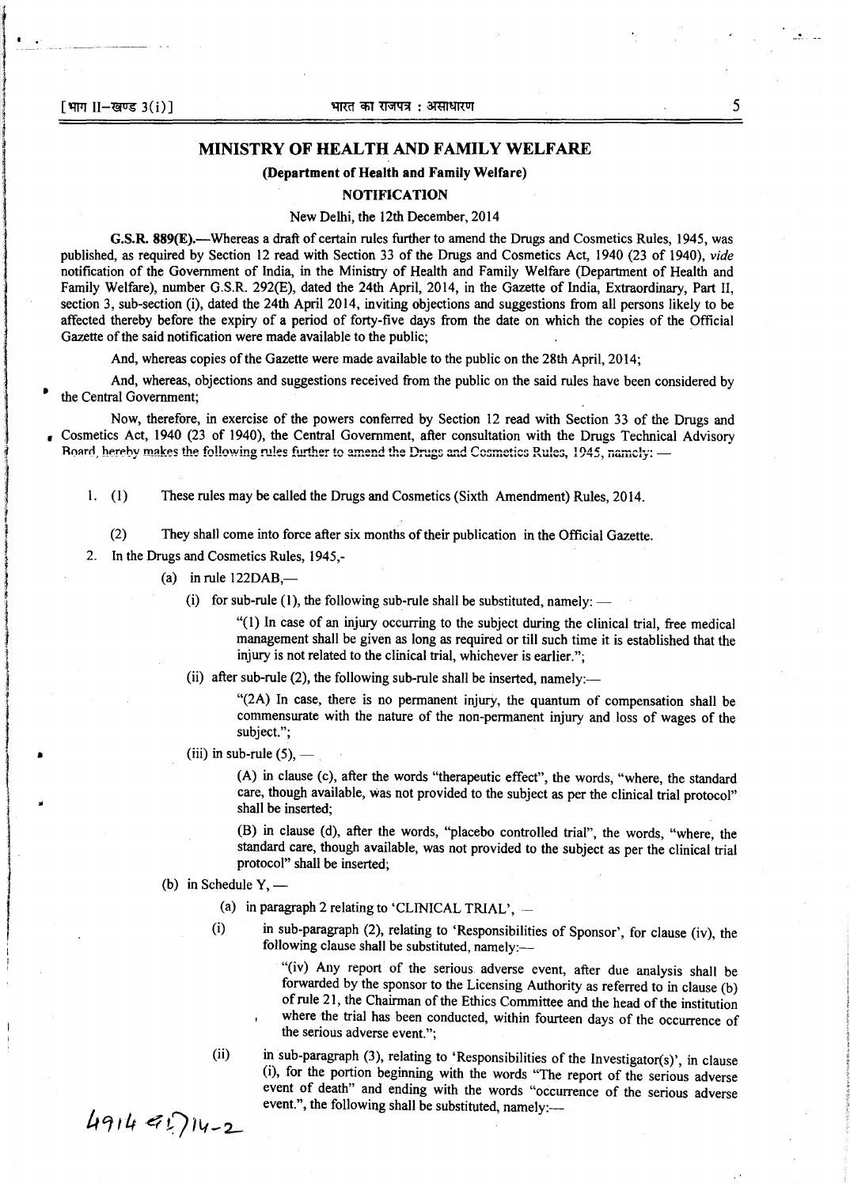# MINISTRY OF HEALTH AND FAMILY WELFARE

## (Department of Health and Family Welfare)

## NOTIFICATION

New Delhi, the 12th December, 2014

**G.S.R. 889(E).**—Whereas a draft of certain rules further to amend the Drugs and Cosmetics Rules, 1945, was published, as required by Section 12 read with Section 33 of the Drugs and Cosmetics Act, 1940 (23 of 1940), *vide* notification of the Government of India, in the Ministry of Health and Family Welfare (Department of Health and Family Welfare), number G.S.R. 292(E), dated the 24th April, 2014, in the Gazette of India, Extraordinary, Part II, section 3, sub-section (i), dated the 24th April 2014, inviting objections and suggestions from all persons likely to be affected thereby before the expiry of a period of forty-five days from the date on which the copies of the Official Gazette of the said notification were made available to the public;

And, whereas copies of the Gazette were made available to the public on the 28th April, 2014;

And, whereas, objections and suggestions received from the public on the said rules have been considered by the Central Government;

Now, therefore, in exercise of the powers conferred by Section 12 read with Section 33 of the Drugs and Cosmetics Act, 1940 (23 of 1940), the Central Government, after consultation with the Drugs Technical Advisory Board, hereby makes the following rules further to amend the Drugs and Cosmetics Rules, 1945, namely: —

1. (1) These rules may be called the Drugs and Cosmetics (Sixth Amendment) Rules, 2014.

   (2) They shall come into force after six months of their publication in the Official Gazette.

2. In the Drugs and Cosmetics Rules, 1945,-

   (a) in rule 122DAB,—

   (i) for sub-rule (1), the following sub-rule shall be substituted, namely: —

   "(1) In case of an injury occurring to the subject during the clinical trial, free medical management shall be given as long as required or till such time it is established that the injury is not related to the clinical trial, whichever is earlier.";

   (ii) after sub-rule (2), the following sub-rule shall be inserted, namely:—

   "(2A) In case, there is no permanent injury, the quantum of compensation shall be commensurate with the nature of the non-permanent injury and loss of wages of the subject.";

   (iii) in sub-rule (5), —

   (A) in clause (c), after the words "therapeutic effect", the words, "where, the standard care, though available, was not provided to the subject as per the clinical trial protocol" shall be inserted;

   (B) in clause (d), after the words, "placebo controlled trial", the words, "where, the standard care, though available, was not provided to the subject as per the clinical trial protocol" shall be inserted;

   (b) in Schedule Y, —

   (a) in paragraph 2 relating to 'CLINICAL TRIAL', —

   (i) in sub-paragraph (2), relating to 'Responsibilities of Sponsor', for clause (iv), the following clause shall be substituted, namely:—

   "(iv) Any report of the serious adverse event, after due analysis shall be forwarded by the sponsor to the Licensing Authority as referred to in clause (b) of rule 21, the Chairman of the Ethics Committee and the head of the institution where the trial has been conducted, within fourteen days of the occurrence of the serious adverse event.";

   (ii) in sub-paragraph (3), relating to 'Responsibilities of the Investigator(s)', in clause (i), for the portion beginning with the words "The report of the serious adverse event of death" and ending with the words "occurrence of the serious adverse event.", the following shall be substituted, namely:—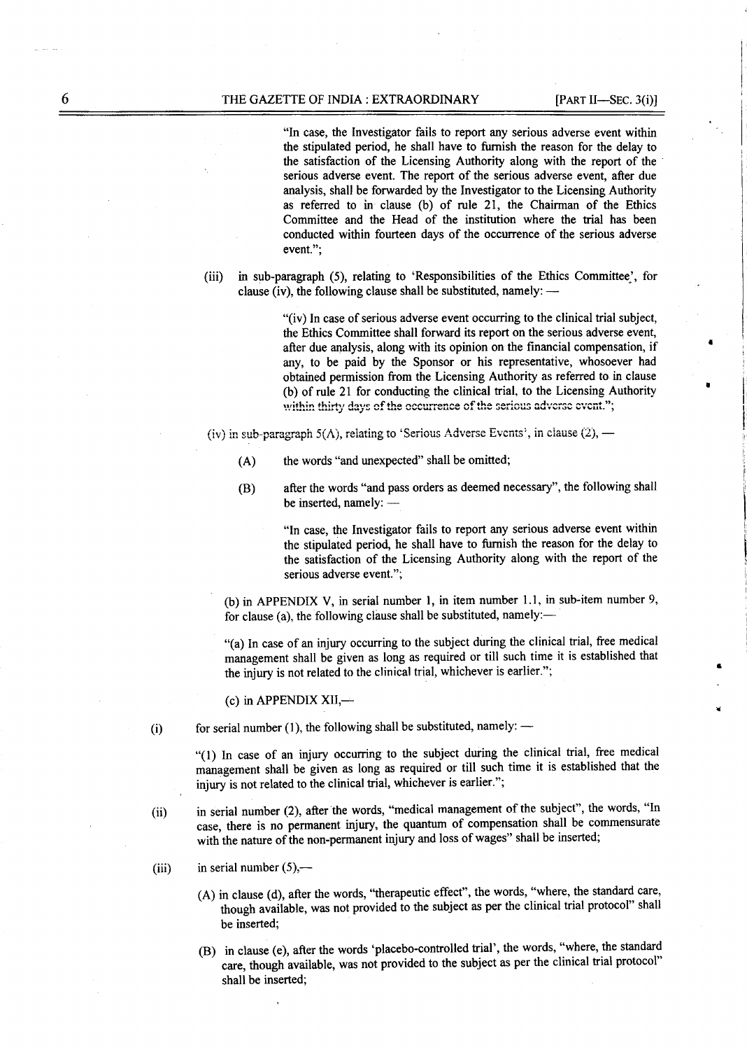"In case, the Investigator fails to report any serious adverse event within the stipulated period, he shall have to furnish the reason for the delay to the satisfaction of the Licensing Authority along with the report of the serious adverse event. The report of the serious adverse event, after due analysis, shall be forwarded by the Investigator to the Licensing Authority as referred to in clause (b) of rule 21, the Chairman of the Ethics Committee and the Head of the institution where the trial has been conducted within fourteen days of the occurrence of the serious adverse event.";

(iii) in sub-paragraph (5), relating to 'Responsibilities of the Ethics Committee', for clause (iv), the following clause shall be substituted, namely: —

"(iv) In case of serious adverse event occurring to the clinical trial subject, the Ethics Committee shall forward its report on the serious adverse event, after due analysis, along with its opinion on the financial compensation, if any, to be paid by the Sponsor or his representative, whosoever had obtained permission from the Licensing Authority as referred to in clause (b) of rule 21 for conducting the clinical trial, to the Licensing Authority within thirty days of the occurrence of the serious adverse event.";

(iv) in sub-paragraph 5(A), relating to 'Serious Adverse Events', in clause (2), —

(A) the words "and unexpected" shall be omitted;

(B) after the words "and pass orders as deemed necessary", the following shall be inserted, namely: —

"In case, the Investigator fails to report any serious adverse event within the stipulated period, he shall have to furnish the reason for the delay to the satisfaction of the Licensing Authority along with the report of the serious adverse event.";

(b) in APPENDIX V, in serial number 1, in item number 1.1, in sub-item number 9, for clause (a), the following clause shall be substituted, namely:—

"(a) In case of an injury occurring to the subject during the clinical trial, free medical management shall be given as long as required or till such time it is established that the injury is not related to the clinical trial, whichever is earlier.";

(c) in APPENDIX XII,—

(i) for serial number (1), the following shall be substituted, namely: —

"(1) In case of an injury occurring to the subject during the clinical trial, free medical management shall be given as long as required or till such time it is established that the injury is not related to the clinical trial, whichever is earlier.";

(ii) in serial number (2), after the words, "medical management of the subject", the words, "In case, there is no permanent injury, the quantum of compensation shall be commensurate with the nature of the non-permanent injury and loss of wages" shall be inserted;

(iii) in serial number (5),—

(A) in clause (d), after the words, "therapeutic effect", the words, "where, the standard care, though available, was not provided to the subject as per the clinical trial protocol" shall be inserted;

(B) in clause (e), after the words 'placebo-controlled trial', the words, "where, the standard care, though available, was not provided to the subject as per the clinical trial protocol" shall be inserted;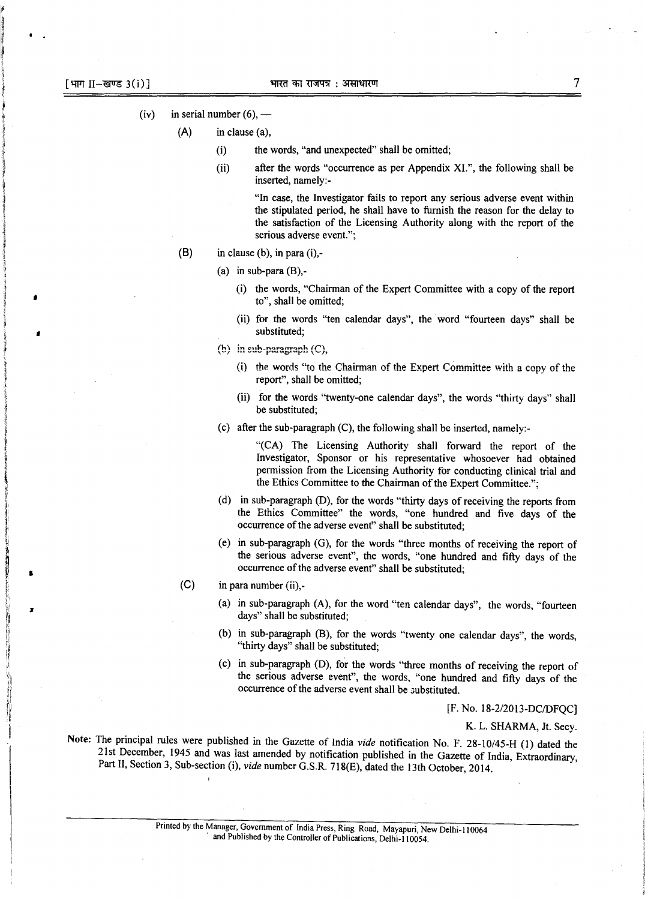(iv) in serial number (6), —

(A) in clause (a),

(i) the words, "and unexpected" shall be omitted;

(ii) after the words "occurrence as per Appendix XI.", the following shall be inserted, namely:-

"In case, the Investigator fails to report any serious adverse event within the stipulated period, he shall have to furnish the reason for the delay to the satisfaction of the Licensing Authority along with the report of the serious adverse event.";

(B) in clause (b), in para (i),-

(a) in sub-para (B),-

(i) the words, "Chairman of the Expert Committee with a copy of the report to", shall be omitted;

(ii) for the words "ten calendar days", the word "fourteen days" shall be substituted;

(b) in sub-paragraph (C),

(i) the words "to the Chairman of the Expert Committee with a copy of the report", shall be omitted;

(ii) for the words "twenty-one calendar days", the words "thirty days" shall be substituted;

(c) after the sub-paragraph (C), the following shall be inserted, namely:-

"(CA) The Licensing Authority shall forward the report of the Investigator, Sponsor or his representative whosoever had obtained permission from the Licensing Authority for conducting clinical trial and the Ethics Committee to the Chairman of the Expert Committee.";

(d) in sub-paragraph (D), for the words "thirty days of receiving the reports from the Ethics Committee" the words, "one hundred and five days of the occurrence of the adverse event" shall be substituted;

(e) in sub-paragraph (G), for the words "three months of receiving the report of the serious adverse event", the words, "one hundred and fifty days of the occurrence of the adverse event" shall be substituted;

(C) in para number (ii),-

(a) in sub-paragraph (A), for the word "ten calendar days", the words, "fourteen days" shall be substituted;

(b) in sub-paragraph (B), for the words "twenty one calendar days", the words, "thirty days" shall be substituted;

(c) in sub-paragraph (D), for the words "three months of receiving the report of the serious adverse event", the words, "one hundred and fifty days of the occurrence of the adverse event shall be substituted.

[F. No. 18-2/2013-DC/DFQC]

K. L. SHARMA, Jt. Secy.

**Note:** The principal rules were published in the Gazette of India *vide* notification No. F. 28-10/45-H (1) dated the 21st December, 1945 and was last amended by notification published in the Gazette of India, Extraordinary, Part II, Section 3, Sub-section (i), *vide* number G.S.R. 718(E), dated the 13th October, 2014.

Printed by the Manager, Government of India Press, Ring Road, Mayapuri, New Delhi-110064 and Published by the Controller of Publications, Delhi-110054.